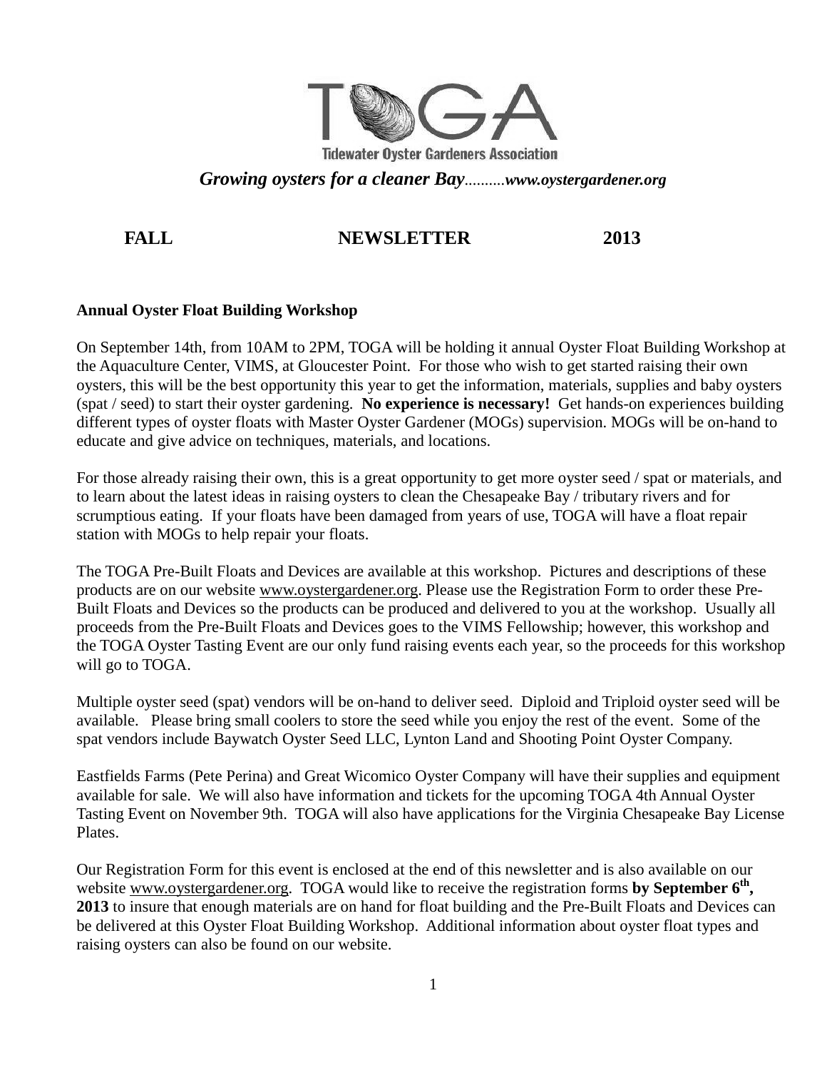# TOGA

**Tidewater Oyster Gardeners Association**

***Growing oysters for a cleaner Bay**..........**www.oystergardener.org***

## FALL NEWSLETTER 2013

### Annual Oyster Float Building Workshop

On September 14th, from 10AM to 2PM, TOGA will be holding it annual Oyster Float Building Workshop at the Aquaculture Center, VIMS, at Gloucester Point. For those who wish to get started raising their own oysters, this will be the best opportunity this year to get the information, materials, supplies and baby oysters (spat / seed) to start their oyster gardening. **No experience is necessary!** Get hands-on experiences building different types of oyster floats with Master Oyster Gardener (MOGs) supervision. MOGs will be on-hand to educate and give advice on techniques, materials, and locations.

For those already raising their own, this is a great opportunity to get more oyster seed / spat or materials, and to learn about the latest ideas in raising oysters to clean the Chesapeake Bay / tributary rivers and for scrumptious eating. If your floats have been damaged from years of use, TOGA will have a float repair station with MOGs to help repair your floats.

The TOGA Pre-Built Floats and Devices are available at this workshop. Pictures and descriptions of these products are on our website www.oystergardener.org. Please use the Registration Form to order these Pre-Built Floats and Devices so the products can be produced and delivered to you at the workshop. Usually all proceeds from the Pre-Built Floats and Devices goes to the VIMS Fellowship; however, this workshop and the TOGA Oyster Tasting Event are our only fund raising events each year, so the proceeds for this workshop will go to TOGA.

Multiple oyster seed (spat) vendors will be on-hand to deliver seed. Diploid and Triploid oyster seed will be available. Please bring small coolers to store the seed while you enjoy the rest of the event. Some of the spat vendors include Baywatch Oyster Seed LLC, Lynton Land and Shooting Point Oyster Company.

Eastfields Farms (Pete Perina) and Great Wicomico Oyster Company will have their supplies and equipment available for sale. We will also have information and tickets for the upcoming TOGA 4th Annual Oyster Tasting Event on November 9th. TOGA will also have applications for the Virginia Chesapeake Bay License Plates.

Our Registration Form for this event is enclosed at the end of this newsletter and is also available on our website www.oystergardener.org. TOGA would like to receive the registration forms **by September 6th, 2013** to insure that enough materials are on hand for float building and the Pre-Built Floats and Devices can be delivered at this Oyster Float Building Workshop. Additional information about oyster float types and raising oysters can also be found on our website.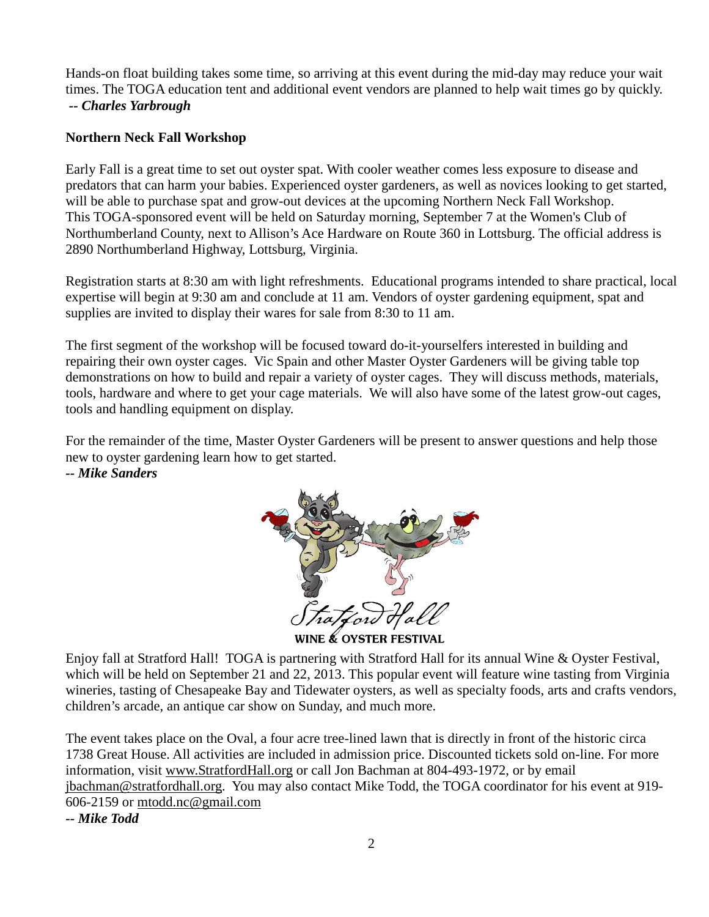Hands-on float building takes some time, so arriving at this event during the mid-day may reduce your wait times. The TOGA education tent and additional event vendors are planned to help wait times go by quickly.
***-- Charles Yarbrough***

**Northern Neck Fall Workshop**

Early Fall is a great time to set out oyster spat. With cooler weather comes less exposure to disease and predators that can harm your babies. Experienced oyster gardeners, as well as novices looking to get started, will be able to purchase spat and grow-out devices at the upcoming Northern Neck Fall Workshop. This TOGA-sponsored event will be held on Saturday morning, September 7 at the Women's Club of Northumberland County, next to Allison's Ace Hardware on Route 360 in Lottsburg. The official address is 2890 Northumberland Highway, Lottsburg, Virginia.

Registration starts at 8:30 am with light refreshments. Educational programs intended to share practical, local expertise will begin at 9:30 am and conclude at 11 am. Vendors of oyster gardening equipment, spat and supplies are invited to display their wares for sale from 8:30 to 11 am.

The first segment of the workshop will be focused toward do-it-yourselfers interested in building and repairing their own oyster cages. Vic Spain and other Master Oyster Gardeners will be giving table top demonstrations on how to build and repair a variety of oyster cages. They will discuss methods, materials, tools, hardware and where to get your cage materials. We will also have some of the latest grow-out cages, tools and handling equipment on display.

For the remainder of the time, Master Oyster Gardeners will be present to answer questions and help those new to oyster gardening learn how to get started.
***-- Mike Sanders***

Stratford Hall
WINE & OYSTER FESTIVAL

Enjoy fall at Stratford Hall! TOGA is partnering with Stratford Hall for its annual Wine & Oyster Festival, which will be held on September 21 and 22, 2013. This popular event will feature wine tasting from Virginia wineries, tasting of Chesapeake Bay and Tidewater oysters, as well as specialty foods, arts and crafts vendors, children's arcade, an antique car show on Sunday, and much more.

The event takes place on the Oval, a four acre tree-lined lawn that is directly in front of the historic circa 1738 Great House. All activities are included in admission price. Discounted tickets sold on-line. For more information, visit www.StratfordHall.org or call Jon Bachman at 804-493-1972, or by email jbachman@stratfordhall.org. You may also contact Mike Todd, the TOGA coordinator for his event at 919-606-2159 or mtodd.nc@gmail.com
***-- Mike Todd***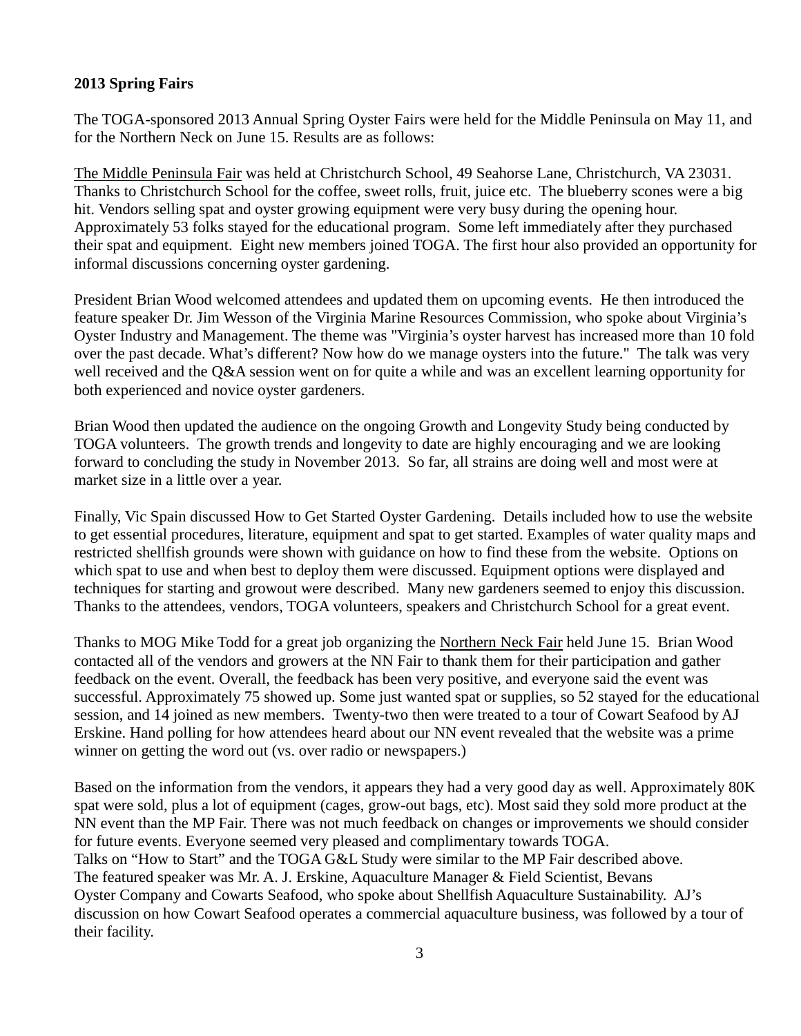**2013 Spring Fairs**

The TOGA-sponsored 2013 Annual Spring Oyster Fairs were held for the Middle Peninsula on May 11, and for the Northern Neck on June 15. Results are as follows:

The Middle Peninsula Fair was held at Christchurch School, 49 Seahorse Lane, Christchurch, VA 23031. Thanks to Christchurch School for the coffee, sweet rolls, fruit, juice etc. The blueberry scones were a big hit. Vendors selling spat and oyster growing equipment were very busy during the opening hour. Approximately 53 folks stayed for the educational program. Some left immediately after they purchased their spat and equipment. Eight new members joined TOGA. The first hour also provided an opportunity for informal discussions concerning oyster gardening.

President Brian Wood welcomed attendees and updated them on upcoming events. He then introduced the feature speaker Dr. Jim Wesson of the Virginia Marine Resources Commission, who spoke about Virginia's Oyster Industry and Management. The theme was "Virginia's oyster harvest has increased more than 10 fold over the past decade. What's different? Now how do we manage oysters into the future." The talk was very well received and the Q&A session went on for quite a while and was an excellent learning opportunity for both experienced and novice oyster gardeners.

Brian Wood then updated the audience on the ongoing Growth and Longevity Study being conducted by TOGA volunteers. The growth trends and longevity to date are highly encouraging and we are looking forward to concluding the study in November 2013. So far, all strains are doing well and most were at market size in a little over a year.

Finally, Vic Spain discussed How to Get Started Oyster Gardening. Details included how to use the website to get essential procedures, literature, equipment and spat to get started. Examples of water quality maps and restricted shellfish grounds were shown with guidance on how to find these from the website. Options on which spat to use and when best to deploy them were discussed. Equipment options were displayed and techniques for starting and growout were described. Many new gardeners seemed to enjoy this discussion. Thanks to the attendees, vendors, TOGA volunteers, speakers and Christchurch School for a great event.

Thanks to MOG Mike Todd for a great job organizing the Northern Neck Fair held June 15. Brian Wood contacted all of the vendors and growers at the NN Fair to thank them for their participation and gather feedback on the event. Overall, the feedback has been very positive, and everyone said the event was successful. Approximately 75 showed up. Some just wanted spat or supplies, so 52 stayed for the educational session, and 14 joined as new members. Twenty-two then were treated to a tour of Cowart Seafood by AJ Erskine. Hand polling for how attendees heard about our NN event revealed that the website was a prime winner on getting the word out (vs. over radio or newspapers.)

Based on the information from the vendors, it appears they had a very good day as well. Approximately 80K spat were sold, plus a lot of equipment (cages, grow-out bags, etc). Most said they sold more product at the NN event than the MP Fair. There was not much feedback on changes or improvements we should consider for future events. Everyone seemed very pleased and complimentary towards TOGA.
Talks on "How to Start" and the TOGA G&L Study were similar to the MP Fair described above.
The featured speaker was Mr. A. J. Erskine, Aquaculture Manager & Field Scientist, Bevans Oyster Company and Cowarts Seafood, who spoke about Shellfish Aquaculture Sustainability. AJ's discussion on how Cowart Seafood operates a commercial aquaculture business, was followed by a tour of their facility.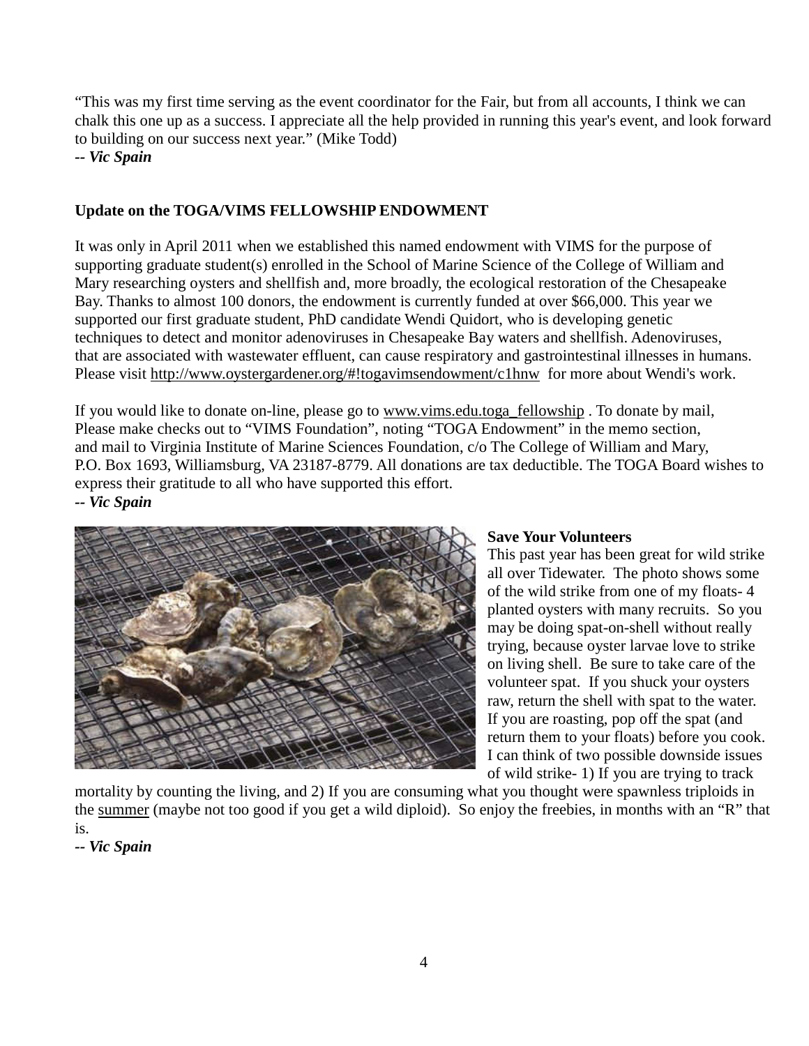"This was my first time serving as the event coordinator for the Fair, but from all accounts, I think we can chalk this one up as a success. I appreciate all the help provided in running this year's event, and look forward to building on our success next year." (Mike Todd)
***-- Vic Spain***

**Update on the TOGA/VIMS FELLOWSHIP ENDOWMENT**

It was only in April 2011 when we established this named endowment with VIMS for the purpose of supporting graduate student(s) enrolled in the School of Marine Science of the College of William and Mary researching oysters and shellfish and, more broadly, the ecological restoration of the Chesapeake Bay. Thanks to almost 100 donors, the endowment is currently funded at over $66,000. This year we supported our first graduate student, PhD candidate Wendi Quidort, who is developing genetic techniques to detect and monitor adenoviruses in Chesapeake Bay waters and shellfish. Adenoviruses, that are associated with wastewater effluent, can cause respiratory and gastrointestinal illnesses in humans. Please visit http://www.oystergardener.org/#!togavimsendowment/c1hnw for more about Wendi's work.

If you would like to donate on-line, please go to www.vims.edu.toga_fellowship . To donate by mail, Please make checks out to "VIMS Foundation", noting "TOGA Endowment" in the memo section, and mail to Virginia Institute of Marine Sciences Foundation, c/o The College of William and Mary, P.O. Box 1693, Williamsburg, VA 23187-8779. All donations are tax deductible. The TOGA Board wishes to express their gratitude to all who have supported this effort.
***-- Vic Spain***

**Save Your Volunteers**

This past year has been great for wild strike all over Tidewater. The photo shows some of the wild strike from one of my floats- 4 planted oysters with many recruits. So you may be doing spat-on-shell without really trying, because oyster larvae love to strike on living shell. Be sure to take care of the volunteer spat. If you shuck your oysters raw, return the shell with spat to the water. If you are roasting, pop off the spat (and return them to your floats) before you cook. I can think of two possible downside issues of wild strike- 1) If you are trying to track mortality by counting the living, and 2) If you are consuming what you thought were spawnless triploids in the summer (maybe not too good if you get a wild diploid). So enjoy the freebies, in months with an "R" that is.
***-- Vic Spain***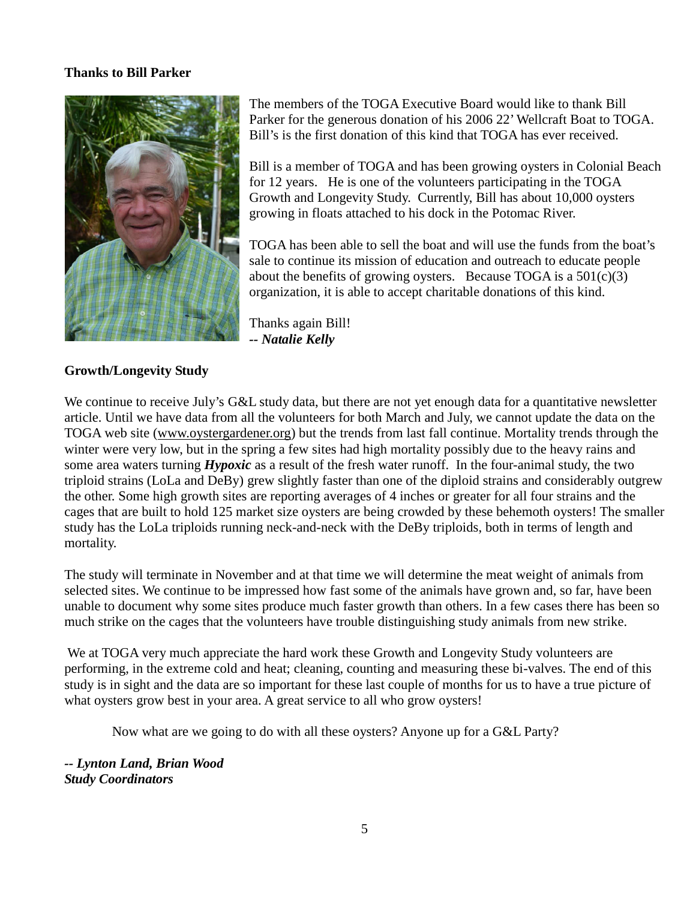**Thanks to Bill Parker**

The members of the TOGA Executive Board would like to thank Bill Parker for the generous donation of his 2006 22' Wellcraft Boat to TOGA. Bill's is the first donation of this kind that TOGA has ever received.

Bill is a member of TOGA and has been growing oysters in Colonial Beach for 12 years. He is one of the volunteers participating in the TOGA Growth and Longevity Study. Currently, Bill has about 10,000 oysters growing in floats attached to his dock in the Potomac River.

TOGA has been able to sell the boat and will use the funds from the boat's sale to continue its mission of education and outreach to educate people about the benefits of growing oysters. Because TOGA is a 501(c)(3) organization, it is able to accept charitable donations of this kind.

Thanks again Bill!
***-- Natalie Kelly***

**Growth/Longevity Study**

We continue to receive July's G&L study data, but there are not yet enough data for a quantitative newsletter article. Until we have data from all the volunteers for both March and July, we cannot update the data on the TOGA web site (www.oystergardener.org) but the trends from last fall continue. Mortality trends through the winter were very low, but in the spring a few sites had high mortality possibly due to the heavy rains and some area waters turning ***Hypoxic*** as a result of the fresh water runoff. In the four-animal study, the two triploid strains (LoLa and DeBy) grew slightly faster than one of the diploid strains and considerably outgrew the other. Some high growth sites are reporting averages of 4 inches or greater for all four strains and the cages that are built to hold 125 market size oysters are being crowded by these behemoth oysters! The smaller study has the LoLa triploids running neck-and-neck with the DeBy triploids, both in terms of length and mortality.

The study will terminate in November and at that time we will determine the meat weight of animals from selected sites. We continue to be impressed how fast some of the animals have grown and, so far, have been unable to document why some sites produce much faster growth than others. In a few cases there has been so much strike on the cages that the volunteers have trouble distinguishing study animals from new strike.

We at TOGA very much appreciate the hard work these Growth and Longevity Study volunteers are performing, in the extreme cold and heat; cleaning, counting and measuring these bi-valves. The end of this study is in sight and the data are so important for these last couple of months for us to have a true picture of what oysters grow best in your area. A great service to all who grow oysters!

Now what are we going to do with all these oysters? Anyone up for a G&L Party?

***-- Lynton Land, Brian Wood***
***Study Coordinators***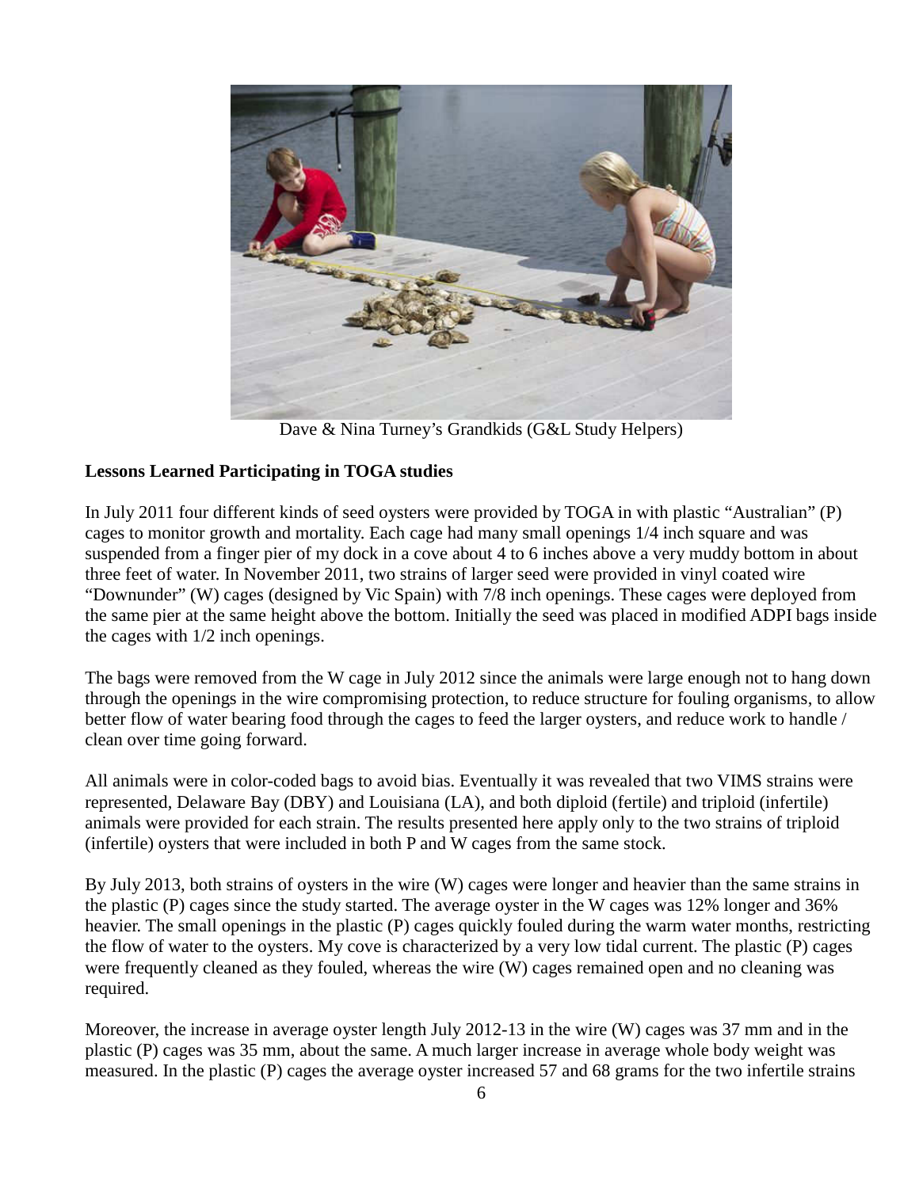Dave & Nina Turney's Grandkids (G&L Study Helpers)

**Lessons Learned Participating in TOGA studies**

In July 2011 four different kinds of seed oysters were provided by TOGA in with plastic "Australian" (P) cages to monitor growth and mortality. Each cage had many small openings 1/4 inch square and was suspended from a finger pier of my dock in a cove about 4 to 6 inches above a very muddy bottom in about three feet of water. In November 2011, two strains of larger seed were provided in vinyl coated wire "Downunder" (W) cages (designed by Vic Spain) with 7/8 inch openings. These cages were deployed from the same pier at the same height above the bottom. Initially the seed was placed in modified ADPI bags inside the cages with 1/2 inch openings.

The bags were removed from the W cage in July 2012 since the animals were large enough not to hang down through the openings in the wire compromising protection, to reduce structure for fouling organisms, to allow better flow of water bearing food through the cages to feed the larger oysters, and reduce work to handle / clean over time going forward.

All animals were in color-coded bags to avoid bias. Eventually it was revealed that two VIMS strains were represented, Delaware Bay (DBY) and Louisiana (LA), and both diploid (fertile) and triploid (infertile) animals were provided for each strain. The results presented here apply only to the two strains of triploid (infertile) oysters that were included in both P and W cages from the same stock.

By July 2013, both strains of oysters in the wire (W) cages were longer and heavier than the same strains in the plastic (P) cages since the study started. The average oyster in the W cages was 12% longer and 36% heavier. The small openings in the plastic (P) cages quickly fouled during the warm water months, restricting the flow of water to the oysters. My cove is characterized by a very low tidal current. The plastic (P) cages were frequently cleaned as they fouled, whereas the wire (W) cages remained open and no cleaning was required.

Moreover, the increase in average oyster length July 2012-13 in the wire (W) cages was 37 mm and in the plastic (P) cages was 35 mm, about the same. A much larger increase in average whole body weight was measured. In the plastic (P) cages the average oyster increased 57 and 68 grams for the two infertile strains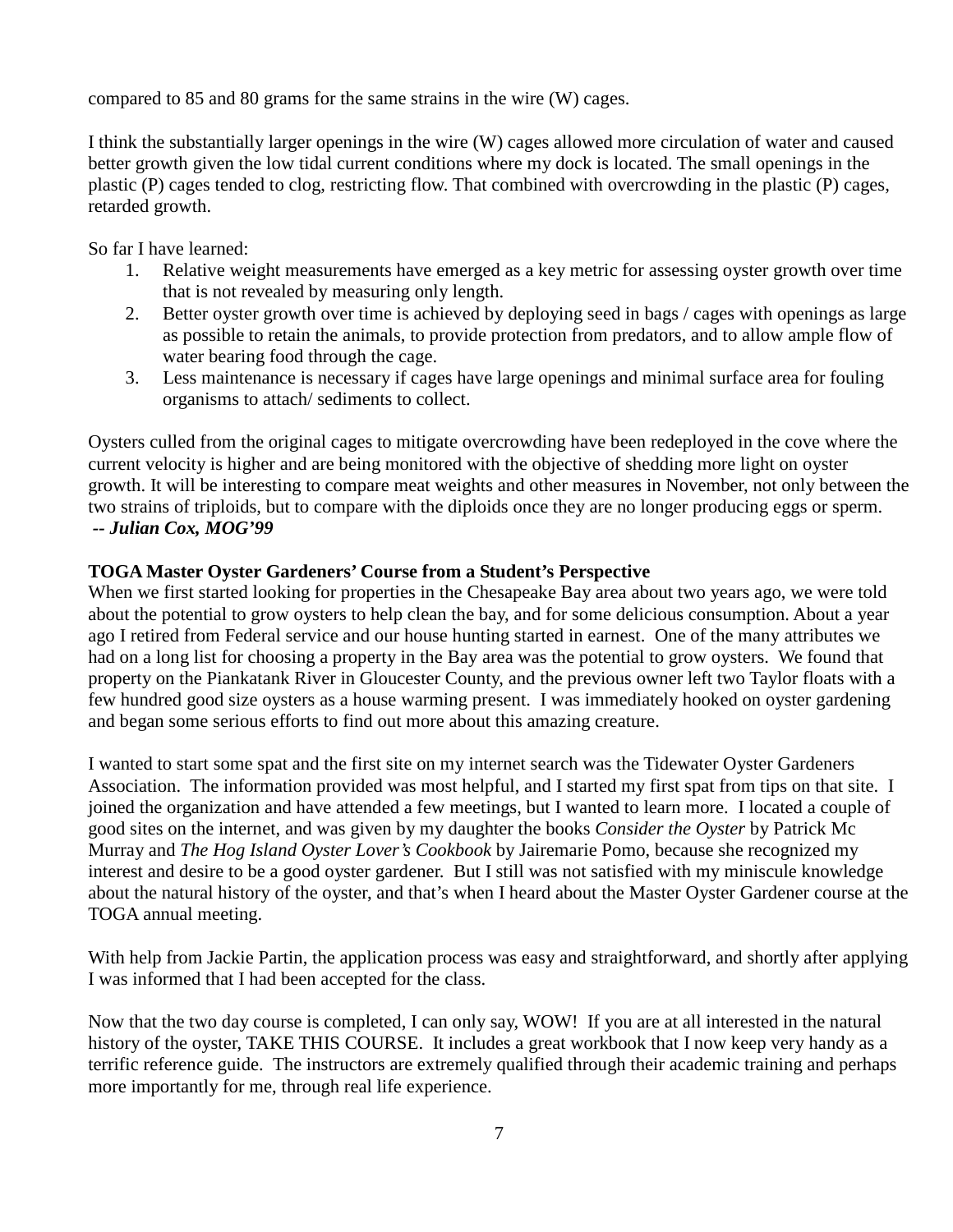compared to 85 and 80 grams for the same strains in the wire (W) cages.

I think the substantially larger openings in the wire (W) cages allowed more circulation of water and caused better growth given the low tidal current conditions where my dock is located. The small openings in the plastic (P) cages tended to clog, restricting flow. That combined with overcrowding in the plastic (P) cages, retarded growth.

So far I have learned:

1. Relative weight measurements have emerged as a key metric for assessing oyster growth over time that is not revealed by measuring only length.
2. Better oyster growth over time is achieved by deploying seed in bags / cages with openings as large as possible to retain the animals, to provide protection from predators, and to allow ample flow of water bearing food through the cage.
3. Less maintenance is necessary if cages have large openings and minimal surface area for fouling organisms to attach/ sediments to collect.

Oysters culled from the original cages to mitigate overcrowding have been redeployed in the cove where the current velocity is higher and are being monitored with the objective of shedding more light on oyster growth. It will be interesting to compare meat weights and other measures in November, not only between the two strains of triploids, but to compare with the diploids once they are no longer producing eggs or sperm.
***-- Julian Cox, MOG'99***

**TOGA Master Oyster Gardeners' Course from a Student's Perspective**

When we first started looking for properties in the Chesapeake Bay area about two years ago, we were told about the potential to grow oysters to help clean the bay, and for some delicious consumption. About a year ago I retired from Federal service and our house hunting started in earnest. One of the many attributes we had on a long list for choosing a property in the Bay area was the potential to grow oysters. We found that property on the Piankatank River in Gloucester County, and the previous owner left two Taylor floats with a few hundred good size oysters as a house warming present. I was immediately hooked on oyster gardening and began some serious efforts to find out more about this amazing creature.

I wanted to start some spat and the first site on my internet search was the Tidewater Oyster Gardeners Association. The information provided was most helpful, and I started my first spat from tips on that site. I joined the organization and have attended a few meetings, but I wanted to learn more. I located a couple of good sites on the internet, and was given by my daughter the books *Consider the Oyster* by Patrick Mc Murray and *The Hog Island Oyster Lover's Cookbook* by Jairemarie Pomo, because she recognized my interest and desire to be a good oyster gardener. But I still was not satisfied with my miniscule knowledge about the natural history of the oyster, and that's when I heard about the Master Oyster Gardener course at the TOGA annual meeting.

With help from Jackie Partin, the application process was easy and straightforward, and shortly after applying I was informed that I had been accepted for the class.

Now that the two day course is completed, I can only say, WOW! If you are at all interested in the natural history of the oyster, TAKE THIS COURSE. It includes a great workbook that I now keep very handy as a terrific reference guide. The instructors are extremely qualified through their academic training and perhaps more importantly for me, through real life experience.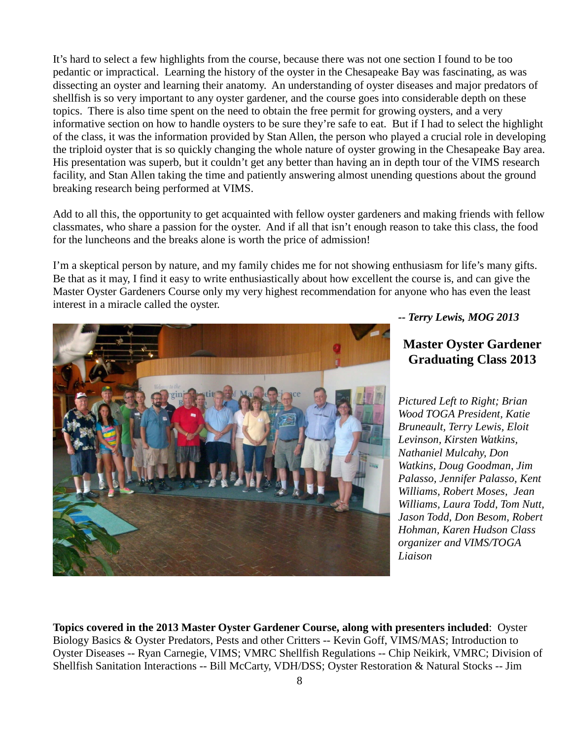It's hard to select a few highlights from the course, because there was not one section I found to be too pedantic or impractical. Learning the history of the oyster in the Chesapeake Bay was fascinating, as was dissecting an oyster and learning their anatomy. An understanding of oyster diseases and major predators of shellfish is so very important to any oyster gardener, and the course goes into considerable depth on these topics. There is also time spent on the need to obtain the free permit for growing oysters, and a very informative section on how to handle oysters to be sure they're safe to eat. But if I had to select the highlight of the class, it was the information provided by Stan Allen, the person who played a crucial role in developing the triploid oyster that is so quickly changing the whole nature of oyster growing in the Chesapeake Bay area. His presentation was superb, but it couldn't get any better than having an in depth tour of the VIMS research facility, and Stan Allen taking the time and patiently answering almost unending questions about the ground breaking research being performed at VIMS.

Add to all this, the opportunity to get acquainted with fellow oyster gardeners and making friends with fellow classmates, who share a passion for the oyster. And if all that isn't enough reason to take this class, the food for the luncheons and the breaks alone is worth the price of admission!

I'm a skeptical person by nature, and my family chides me for not showing enthusiasm for life's many gifts. Be that as it may, I find it easy to write enthusiastically about how excellent the course is, and can give the Master Oyster Gardeners Course only my very highest recommendation for anyone who has even the least interest in a miracle called the oyster.

***-- Terry Lewis, MOG 2013***

## Master Oyster Gardener Graduating Class 2013

*Pictured Left to Right; Brian Wood TOGA President, Katie Bruneault, Terry Lewis, Eloit Levinson, Kirsten Watkins, Nathaniel Mulcahy, Don Watkins, Doug Goodman, Jim Palasso, Jennifer Palasso, Kent Williams, Robert Moses, Jean Williams, Laura Todd, Tom Nutt, Jason Todd, Don Besom, Robert Hohman, Karen Hudson Class organizer and VIMS/TOGA Liaison*

**Topics covered in the 2013 Master Oyster Gardener Course, along with presenters included**: Oyster Biology Basics & Oyster Predators, Pests and other Critters -- Kevin Goff, VIMS/MAS; Introduction to Oyster Diseases -- Ryan Carnegie, VIMS; VMRC Shellfish Regulations -- Chip Neikirk, VMRC; Division of Shellfish Sanitation Interactions -- Bill McCarty, VDH/DSS; Oyster Restoration & Natural Stocks -- Jim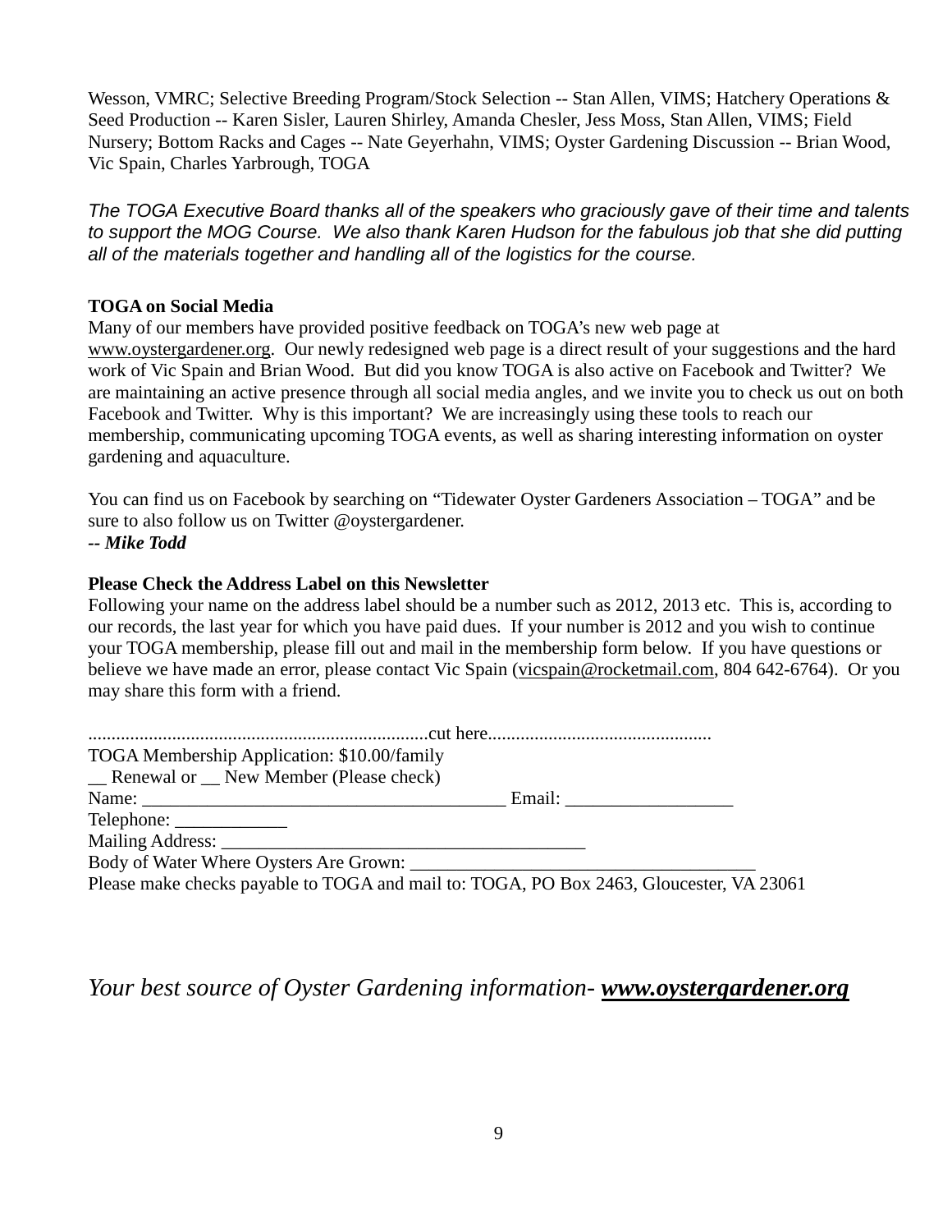Wesson, VMRC; Selective Breeding Program/Stock Selection -- Stan Allen, VIMS; Hatchery Operations & Seed Production -- Karen Sisler, Lauren Shirley, Amanda Chesler, Jess Moss, Stan Allen, VIMS; Field Nursery; Bottom Racks and Cages -- Nate Geyerhahn, VIMS; Oyster Gardening Discussion -- Brian Wood, Vic Spain, Charles Yarbrough, TOGA

*The TOGA Executive Board thanks all of the speakers who graciously gave of their time and talents to support the MOG Course. We also thank Karen Hudson for the fabulous job that she did putting all of the materials together and handling all of the logistics for the course.*

**TOGA on Social Media**

Many of our members have provided positive feedback on TOGA's new web page at www.oystergardener.org. Our newly redesigned web page is a direct result of your suggestions and the hard work of Vic Spain and Brian Wood. But did you know TOGA is also active on Facebook and Twitter? We are maintaining an active presence through all social media angles, and we invite you to check us out on both Facebook and Twitter. Why is this important? We are increasingly using these tools to reach our membership, communicating upcoming TOGA events, as well as sharing interesting information on oyster gardening and aquaculture.

You can find us on Facebook by searching on "Tidewater Oyster Gardeners Association – TOGA" and be sure to also follow us on Twitter @oystergardener.

***-- Mike Todd***

**Please Check the Address Label on this Newsletter**

Following your name on the address label should be a number such as 2012, 2013 etc. This is, according to our records, the last year for which you have paid dues. If your number is 2012 and you wish to continue your TOGA membership, please fill out and mail in the membership form below. If you have questions or believe we have made an error, please contact Vic Spain (vicspain@rocketmail.com, 804 642-6764). Or you may share this form with a friend.

.........................................................................cut here...............................................

TOGA Membership Application: $10.00/family

__ Renewal or __ New Member (Please check)

Name: ________________________________________ Email: __________________

Telephone: ____________

Mailing Address: ________________________________________

Body of Water Where Oysters Are Grown: _____________________________________

Please make checks payable to TOGA and mail to: TOGA, PO Box 2463, Gloucester, VA 23061

*Your best source of Oyster Gardening information-* ***www.oystergardener.org***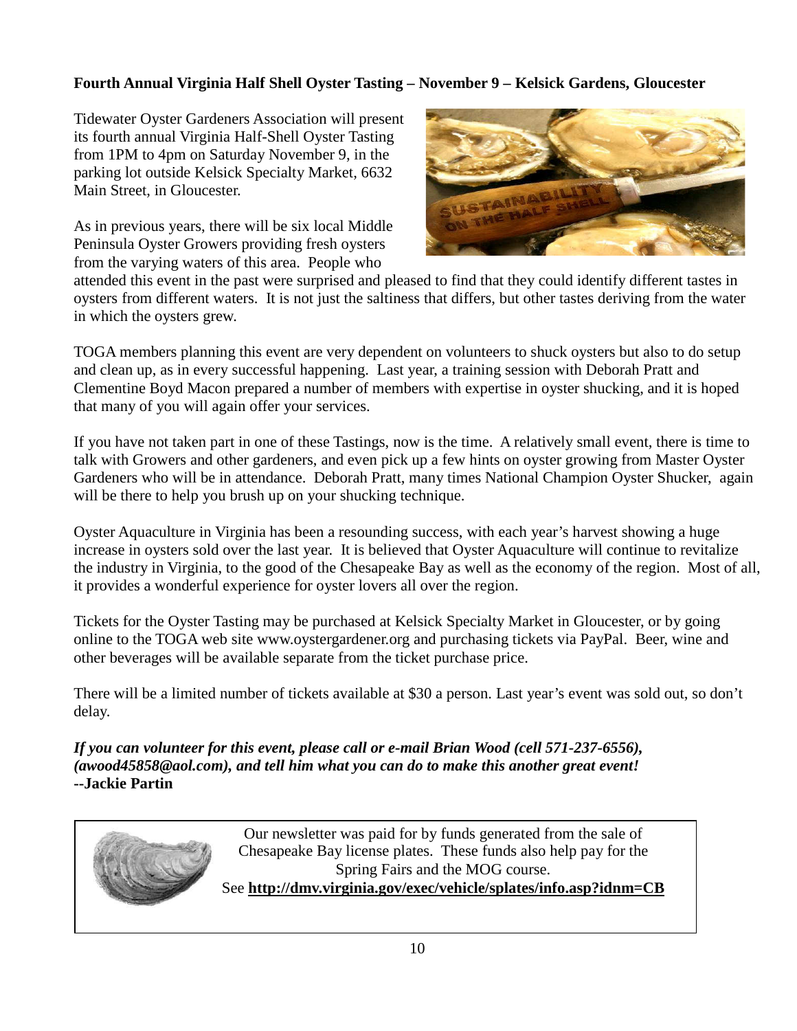**Fourth Annual Virginia Half Shell Oyster Tasting – November 9 – Kelsick Gardens, Gloucester**

Tidewater Oyster Gardeners Association will present its fourth annual Virginia Half-Shell Oyster Tasting from 1PM to 4pm on Saturday November 9, in the parking lot outside Kelsick Specialty Market, 6632 Main Street, in Gloucester.

As in previous years, there will be six local Middle Peninsula Oyster Growers providing fresh oysters from the varying waters of this area. People who attended this event in the past were surprised and pleased to find that they could identify different tastes in oysters from different waters. It is not just the saltiness that differs, but other tastes deriving from the water in which the oysters grew.

TOGA members planning this event are very dependent on volunteers to shuck oysters but also to do setup and clean up, as in every successful happening. Last year, a training session with Deborah Pratt and Clementine Boyd Macon prepared a number of members with expertise in oyster shucking, and it is hoped that many of you will again offer your services.

If you have not taken part in one of these Tastings, now is the time. A relatively small event, there is time to talk with Growers and other gardeners, and even pick up a few hints on oyster growing from Master Oyster Gardeners who will be in attendance. Deborah Pratt, many times National Champion Oyster Shucker, again will be there to help you brush up on your shucking technique.

Oyster Aquaculture in Virginia has been a resounding success, with each year's harvest showing a huge increase in oysters sold over the last year. It is believed that Oyster Aquaculture will continue to revitalize the industry in Virginia, to the good of the Chesapeake Bay as well as the economy of the region. Most of all, it provides a wonderful experience for oyster lovers all over the region.

Tickets for the Oyster Tasting may be purchased at Kelsick Specialty Market in Gloucester, or by going online to the TOGA web site www.oystergardener.org and purchasing tickets via PayPal. Beer, wine and other beverages will be available separate from the ticket purchase price.

There will be a limited number of tickets available at $30 a person. Last year's event was sold out, so don't delay.

***If you can volunteer for this event, please call or e-mail Brian Wood (cell 571-237-6556), (awood45858@aol.com), and tell him what you can do to make this another great event!***
**--Jackie Partin**

Our newsletter was paid for by funds generated from the sale of Chesapeake Bay license plates. These funds also help pay for the Spring Fairs and the MOG course.
See **http://dmv.virginia.gov/exec/vehicle/splates/info.asp?idnm=CB**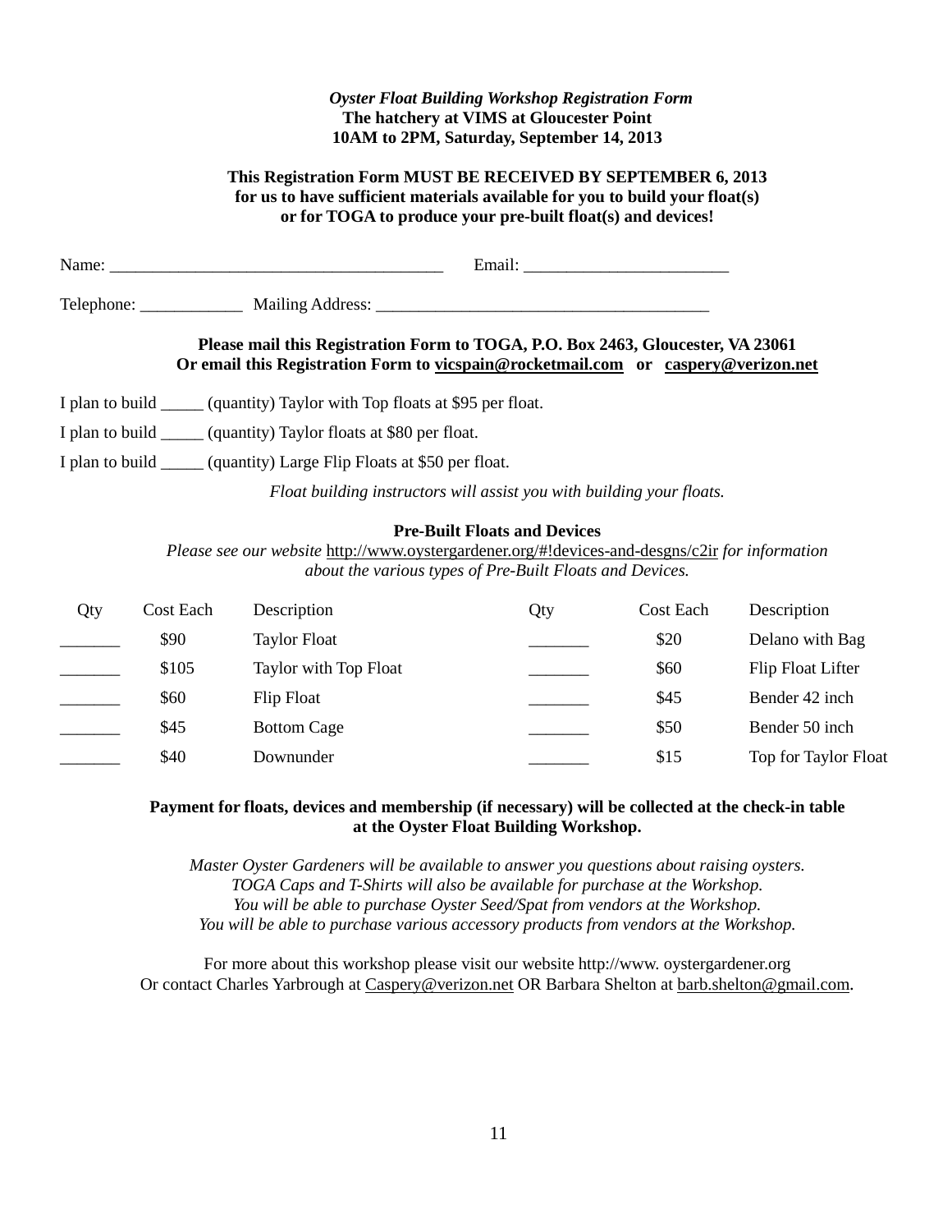*Oyster Float Building Workshop Registration Form*
**The hatchery at VIMS at Gloucester Point**
**10AM to 2PM, Saturday, September 14, 2013**

**This Registration Form MUST BE RECEIVED BY SEPTEMBER 6, 2013 for us to have sufficient materials available for you to build your float(s) or for TOGA to produce your pre-built float(s) and devices!**

Name: ______________________________________ Email: ________________________

Telephone: ____________ Mailing Address: _______________________________________

**Please mail this Registration Form to TOGA, P.O. Box 2463, Gloucester, VA 23061**
**Or email this Registration Form to vicspain@rocketmail.com or caspery@verizon.net**

I plan to build _____ (quantity) Taylor with Top floats at $95 per float.

I plan to build _____ (quantity) Taylor floats at $80 per float.

I plan to build _____ (quantity) Large Flip Floats at $50 per float.

*Float building instructors will assist you with building your floats.*

**Pre-Built Floats and Devices**

*Please see our website* http://www.oystergardener.org/#!devices-and-desgns/c2ir *for information about the various types of Pre-Built Floats and Devices.*

| Qty | Cost Each | Description | Qty | Cost Each | Description |
|---|---|---|---|---|---|
| _______ | $90 | Taylor Float | _______ | $20 | Delano with Bag |
| _______ | $105 | Taylor with Top Float | _______ | $60 | Flip Float Lifter |
| _______ | $60 | Flip Float | _______ | $45 | Bender 42 inch |
| _______ | $45 | Bottom Cage | _______ | $50 | Bender 50 inch |
| _______ | $40 | Downunder | _______ | $15 | Top for Taylor Float |

**Payment for floats, devices and membership (if necessary) will be collected at the check-in table at the Oyster Float Building Workshop.**

*Master Oyster Gardeners will be available to answer you questions about raising oysters.*
*TOGA Caps and T-Shirts will also be available for purchase at the Workshop.*
*You will be able to purchase Oyster Seed/Spat from vendors at the Workshop.*
*You will be able to purchase various accessory products from vendors at the Workshop.*

For more about this workshop please visit our website http://www. oystergardener.org
Or contact Charles Yarbrough at Caspery@verizon.net OR Barbara Shelton at barb.shelton@gmail.com.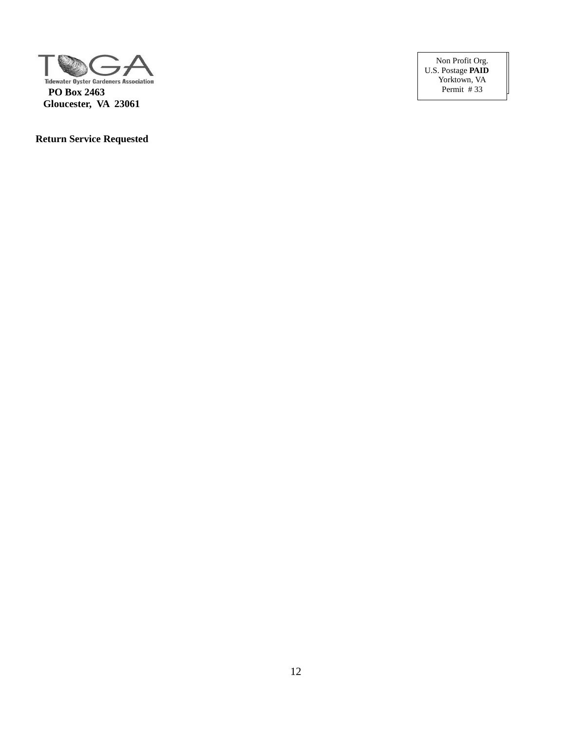TOGA

Tidewater Oyster Gardeners Association

**PO Box 2463**
**Gloucester, VA 23061**

Non Profit Org.
U.S. Postage **PAID**
Yorktown, VA
Permit # 33

**Return Service Requested**